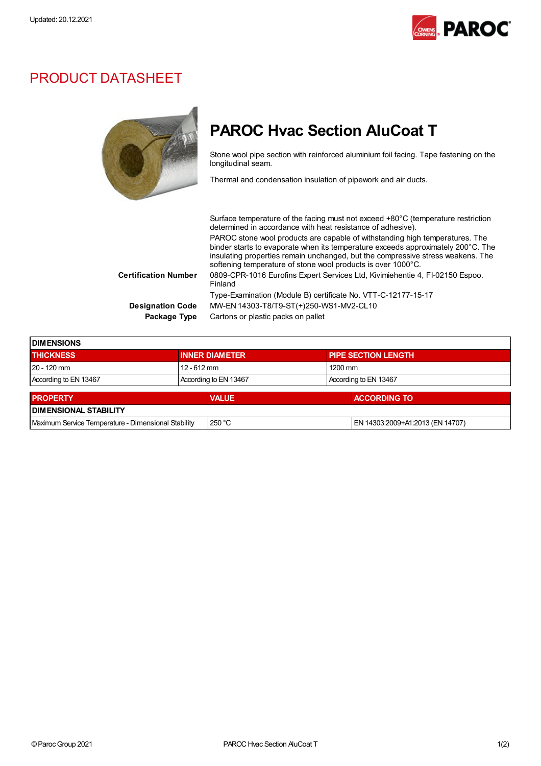Updated: 20.12.2021

# PRODUCT DATASHEET

## PAROC Hvac Section AluCoat T

Stone wool pipe section with reinforced aluminium foil facing. Tape fastening on the longitudinal seam.

Thermal and condensation insulation of pipework and air ducts.

Surface temperature of the facing must not exceed +80°C (temperature restriction determined in accordance with heat resistance of adhesive).

PAROC stone wool products are capable of withstanding high temperatures. The binder starts to evaporate when its temperature exceeds approximately 200°C. The insulating properties remain unchanged, but the compressive stress weakens. The softening temperature of stone wool products is over 1000°C.

**Certification Number** 0809-CPR-1016 Eurofins Expert Services Ltd, Kivimiehentie 4, FI-02150 Espoo. Finland

Type-Examination (Module B) certificate No. VTT-C-12177-15-17

**Designation Code** MW-EN 14303-T8/T9-ST(+)250-WS1-MV2-CL10

**Package Type** Cartons or plastic packs on pallet

**DIMENSIONS**

| THICKNESS | INNER DIAMETER | PIPE SECTION LENGTH |
|---|---|---|
| 20 - 120 mm | 12 - 612 mm | 1200 mm |
| According to EN 13467 | According to EN 13467 | According to EN 13467 |

| PROPERTY | VALUE | ACCORDING TO |
|---|---|---|
| **DIMENSIONAL STABILITY** | | |
| Maximum Service Temperature - Dimensional Stability | 250 °C | EN 14303:2009+A1:2013 (EN 14707) |

© Paroc Group 2021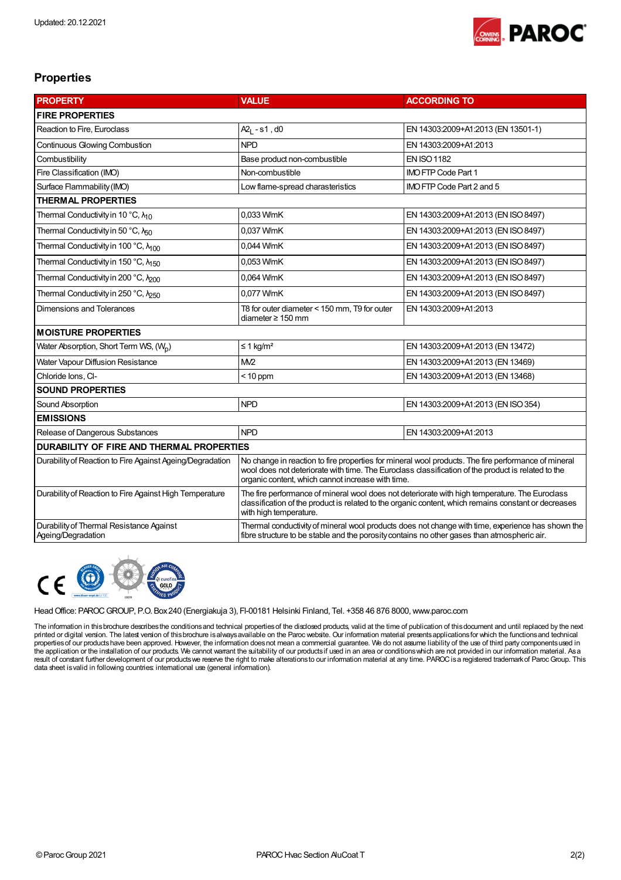Updated: 20.12.2021

## Properties

| PROPERTY | VALUE | ACCORDING TO |
| --- | --- | --- |
| **FIRE PROPERTIES** | | |
| Reaction to Fire, Euroclass | $A2_L$ - s1 , d0 | EN 14303:2009+A1:2013 (EN 13501-1) |
| Continuous Glowing Combustion | NPD | EN 14303:2009+A1:2013 |
| Combustibility | Base product non-combustible | EN ISO 1182 |
| Fire Classification (IMO) | Non-combustible | IMO FTP Code Part 1 |
| Surface Flammability (IMO) | Low flame-spread charasteristics | IMO FTP Code Part 2 and 5 |
| **THERMAL PROPERTIES** | | |
| Thermal Conductivity in 10 °C, $\lambda_{10}$ | 0,033 W/mK | EN 14303:2009+A1:2013 (EN ISO 8497) |
| Thermal Conductivity in 50 °C, $\lambda_{50}$ | 0,037 W/mK | EN 14303:2009+A1:2013 (EN ISO 8497) |
| Thermal Conductivity in 100 °C, $\lambda_{100}$ | 0,044 W/mK | EN 14303:2009+A1:2013 (EN ISO 8497) |
| Thermal Conductivity in 150 °C, $\lambda_{150}$ | 0,053 W/mK | EN 14303:2009+A1:2013 (EN ISO 8497) |
| Thermal Conductivity in 200 °C, $\lambda_{200}$ | 0,064 W/mK | EN 14303:2009+A1:2013 (EN ISO 8497) |
| Thermal Conductivity in 250 °C, $\lambda_{250}$ | 0,077 W/mK | EN 14303:2009+A1:2013 (EN ISO 8497) |
| Dimensions and Tolerances | T8 for outer diameter < 150 mm, T9 for outer diameter ≥ 150 mm | EN 14303:2009+A1:2013 |
| **MOISTURE PROPERTIES** | | |
| Water Absorption, Short Term WS, ($W_p$) | ≤ 1 kg/m² | EN 14303:2009+A1:2013 (EN 13472) |
| Water Vapour Diffusion Resistance | MV2 | EN 14303:2009+A1:2013 (EN 13469) |
| Chloride Ions, Cl- | < 10 ppm | EN 14303:2009+A1:2013 (EN 13468) |
| **SOUND PROPERTIES** | | |
| Sound Absorption | NPD | EN 14303:2009+A1:2013 (EN ISO 354) |
| **EMISSIONS** | | |
| Release of Dangerous Substances | NPD | EN 14303:2009+A1:2013 |
| **DURABILITY OF FIRE AND THERMAL PROPERTIES** | | |
| Durability of Reaction to Fire Against Ageing/Degradation | No change in reaction to fire properties for mineral wool products. The fire performance of mineral wool does not deteriorate with time. The Euroclass classification of the product is related to the organic content, which cannot increase with time. | |
| Durability of Reaction to Fire Against High Temperature | The fire performance of mineral wool does not deteriorate with high temperature. The Euroclass classification of the product is related to the organic content, which remains constant or decreases with high temperature. | |
| Durability of Thermal Resistance Against Ageing/Degradation | Thermal conductivity of mineral wool products does not change with time, experience has shown the fibre structure to be stable and the porosity contains no other gases than atmospheric air. | |

Head Office: PAROC GROUP, P.O. Box 240 (Energiakuja 3), FI-00181 Helsinki Finland, Tel. +358 46 876 8000, www.paroc.com

The information in this brochure describes the conditions and technical properties of the disclosed products, valid at the time of publication of this document and until replaced by the next printed or digital version. The latest version of this brochure is always available on the Paroc website. Our information material presents applications for which the functions and technical properties of our products have been approved. However, the information does not mean a commercial guarantee. We do not assume liability of the use of third party components used in the application or the installation of our products. We cannot warrant the suitability of our products if used in an area or conditions which are not provided in our information material. As a result of constant further development of our products we reserve the right to make alterations to our information material at any time. PAROC is a registered trademark of Paroc Group. This data sheet is valid in following countries: international use (general information).

© Paroc Group 2021 PAROC Hvac Section AluCoat T